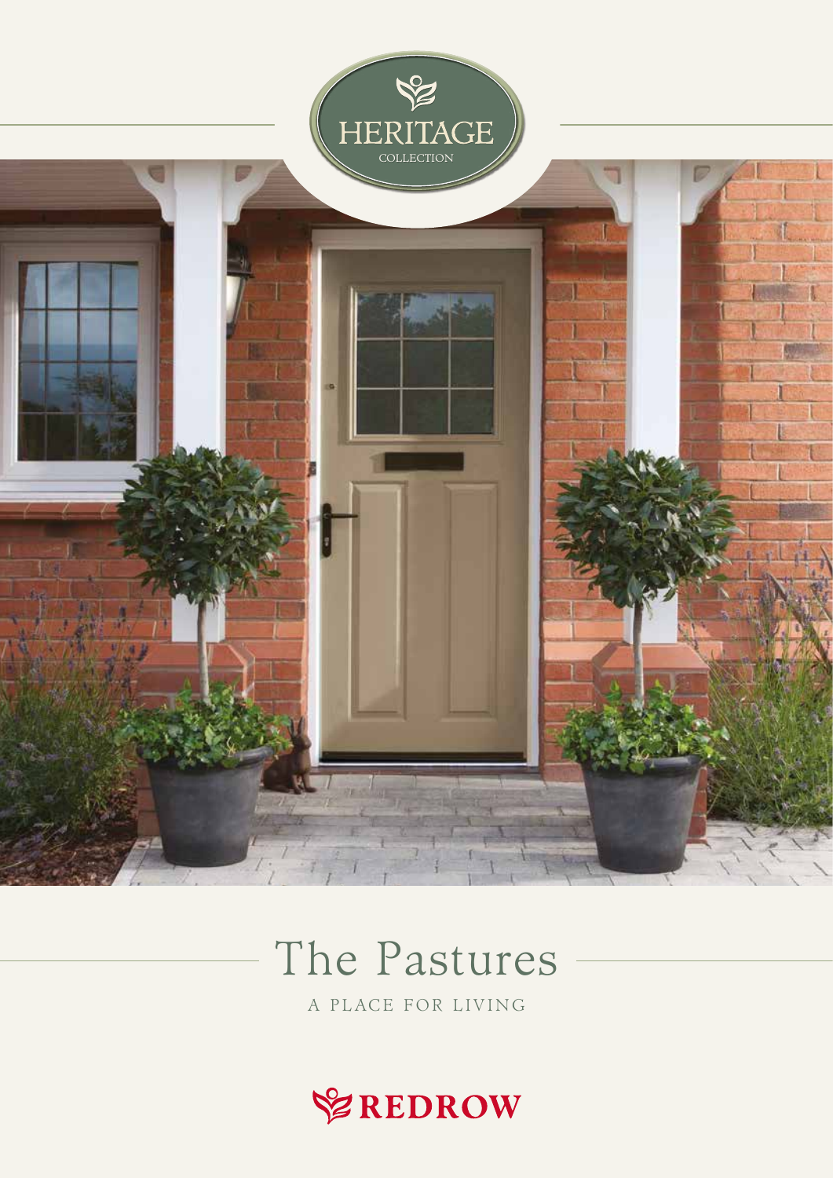HERITAGE

COLLECTION

# The Pastures

A PLACE FOR LIVING

REDROW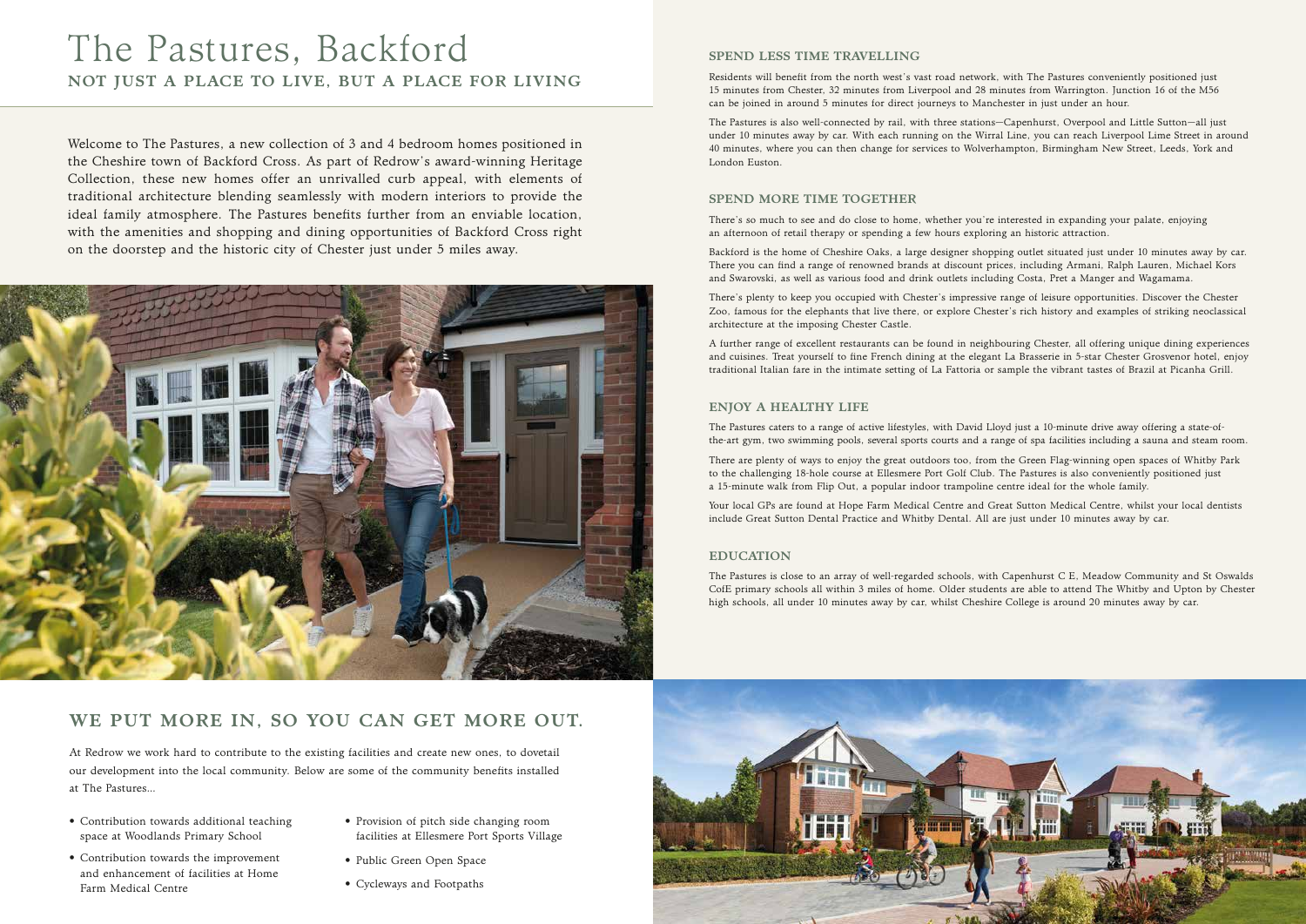# The Pastures, Backford

## NOT JUST A PLACE TO LIVE, BUT A PLACE FOR LIVING

Welcome to The Pastures, a new collection of 3 and 4 bedroom homes positioned in the Cheshire town of Backford Cross. As part of Redrow's award-winning Heritage Collection, these new homes offer an unrivalled curb appeal, with elements of traditional architecture blending seamlessly with modern interiors to provide the ideal family atmosphere. The Pastures benefits further from an enviable location, with the amenities and shopping and dining opportunities of Backford Cross right on the doorstep and the historic city of Chester just under 5 miles away.

## WE PUT MORE IN, SO YOU CAN GET MORE OUT.

At Redrow we work hard to contribute to the existing facilities and create new ones, to dovetail our development into the local community. Below are some of the community benefits installed at The Pastures...

- Contribution towards additional teaching space at Woodlands Primary School
- Contribution towards the improvement and enhancement of facilities at Home Farm Medical Centre
- Provision of pitch side changing room facilities at Ellesmere Port Sports Village
- Public Green Open Space
- Cycleways and Footpaths

### SPEND LESS TIME TRAVELLING

Residents will benefit from the north west's vast road network, with The Pastures conveniently positioned just 15 minutes from Chester, 32 minutes from Liverpool and 28 minutes from Warrington. Junction 16 of the M56 can be joined in around 5 minutes for direct journeys to Manchester in just under an hour.

The Pastures is also well-connected by rail, with three stations—Capenhurst, Overpool and Little Sutton—all just under 10 minutes away by car. With each running on the Wirral Line, you can reach Liverpool Lime Street in around 40 minutes, where you can then change for services to Wolverhampton, Birmingham New Street, Leeds, York and London Euston.

### SPEND MORE TIME TOGETHER

There's so much to see and do close to home, whether you're interested in expanding your palate, enjoying an afternoon of retail therapy or spending a few hours exploring an historic attraction.

Backford is the home of Cheshire Oaks, a large designer shopping outlet situated just under 10 minutes away by car. There you can find a range of renowned brands at discount prices, including Armani, Ralph Lauren, Michael Kors and Swarovski, as well as various food and drink outlets including Costa, Pret a Manger and Wagamama.

There's plenty to keep you occupied with Chester's impressive range of leisure opportunities. Discover the Chester Zoo, famous for the elephants that live there, or explore Chester's rich history and examples of striking neoclassical architecture at the imposing Chester Castle.

A further range of excellent restaurants can be found in neighbouring Chester, all offering unique dining experiences and cuisines. Treat yourself to fine French dining at the elegant La Brasserie in 5-star Chester Grosvenor hotel, enjoy traditional Italian fare in the intimate setting of La Fattoria or sample the vibrant tastes of Brazil at Picanha Grill.

### ENJOY A HEALTHY LIFE

The Pastures caters to a range of active lifestyles, with David Lloyd just a 10-minute drive away offering a state-of-the-art gym, two swimming pools, several sports courts and a range of spa facilities including a sauna and steam room.

There are plenty of ways to enjoy the great outdoors too, from the Green Flag-winning open spaces of Whitby Park to the challenging 18-hole course at Ellesmere Port Golf Club. The Pastures is also conveniently positioned just a 15-minute walk from Flip Out, a popular indoor trampoline centre ideal for the whole family.

Your local GPs are found at Hope Farm Medical Centre and Great Sutton Medical Centre, whilst your local dentists include Great Sutton Dental Practice and Whitby Dental. All are just under 10 minutes away by car.

### EDUCATION

The Pastures is close to an array of well-regarded schools, with Capenhurst C E, Meadow Community and St Oswalds CofE primary schools all within 3 miles of home. Older students are able to attend The Whitby and Upton by Chester high schools, all under 10 minutes away by car, whilst Cheshire College is around 20 minutes away by car.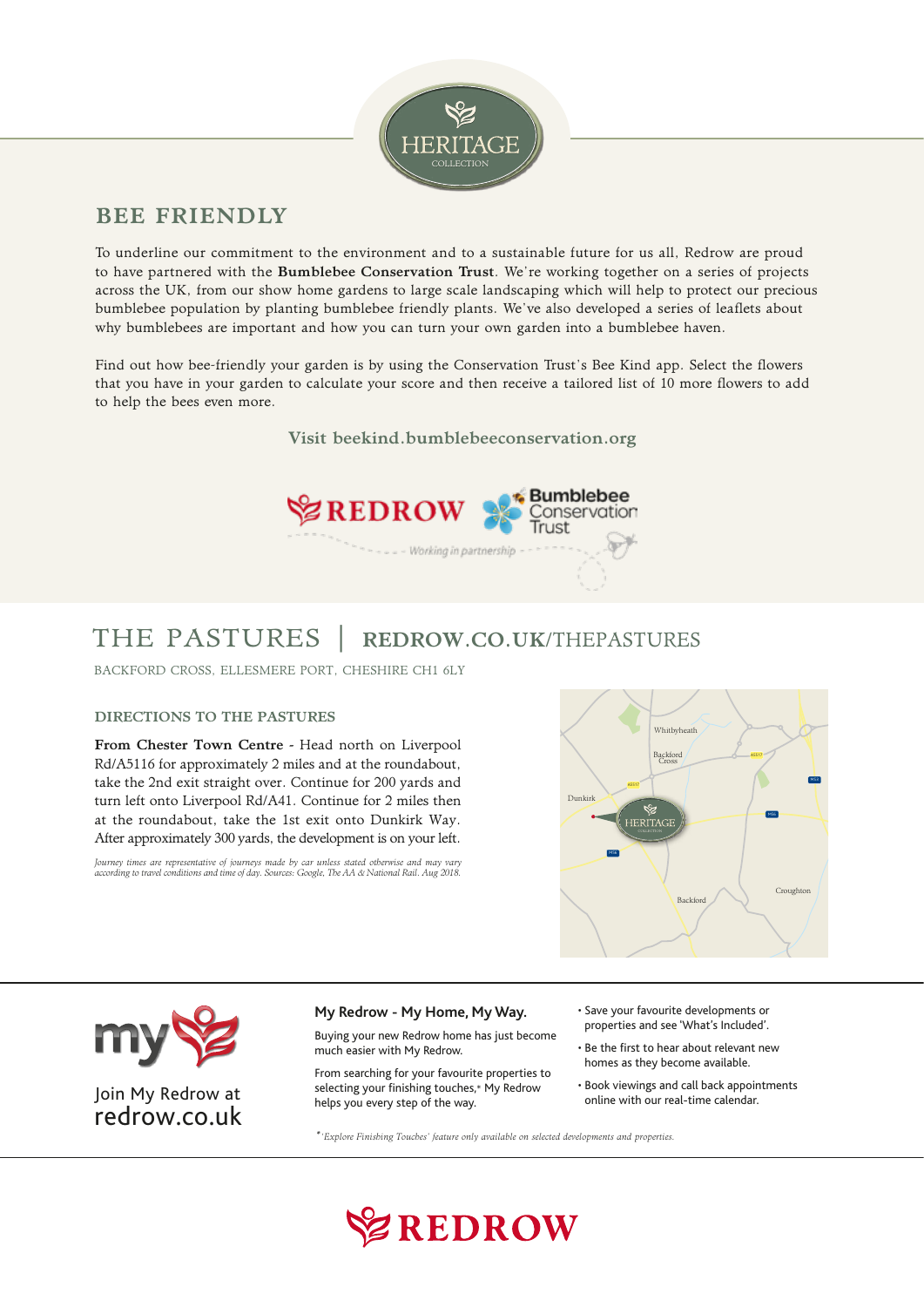HERITAGE
COLLECTION

## BEE FRIENDLY

To underline our commitment to the environment and to a sustainable future for us all, Redrow are proud to have partnered with the **Bumblebee Conservation Trust**. We're working together on a series of projects across the UK, from our show home gardens to large scale landscaping which will help to protect our precious bumblebee population by planting bumblebee friendly plants. We've also developed a series of leaflets about why bumblebees are important and how you can turn your own garden into a bumblebee haven.

Find out how bee-friendly your garden is by using the Conservation Trust's Bee Kind app. Select the flowers that you have in your garden to calculate your score and then receive a tailored list of 10 more flowers to add to help the bees even more.

Visit beekind.bumblebeeconservation.org

REDROW | Bumblebee Conservation Trust

Working in partnership

## THE PASTURES | REDROW.CO.UK/THEPASTURES

BACKFORD CROSS, ELLESMERE PORT, CHESHIRE CH1 6LY

### DIRECTIONS TO THE PASTURES

**From Chester Town Centre** - Head north on Liverpool Rd/A5116 for approximately 2 miles and at the roundabout, take the 2nd exit straight over. Continue for 200 yards and turn left onto Liverpool Rd/A41. Continue for 2 miles then at the roundabout, take the 1st exit onto Dunkirk Way. After approximately 300 yards, the development is on your left.

*Journey times are representative of journeys made by car unless stated otherwise and may vary according to travel conditions and time of day. Sources: Google, The AA & National Rail. Aug 2018.*

Whitbyheath
Backford Cross
A5117
Dunkirk
HERITAGE
M56
M53
Backford
Croughton

### My Redrow - My Home, My Way.

Buying your new Redrow home has just become much easier with My Redrow.

From searching for your favourite properties to selecting your finishing touches,* My Redrow helps you every step of the way.

- Save your favourite developments or properties and see 'What's Included'.
- Be the first to hear about relevant new homes as they become available.
- Book viewings and call back appointments online with our real-time calendar.

Join My Redrow at redrow.co.uk

*\*'Explore Finishing Touches' feature only available on selected developments and properties.*

REDROW